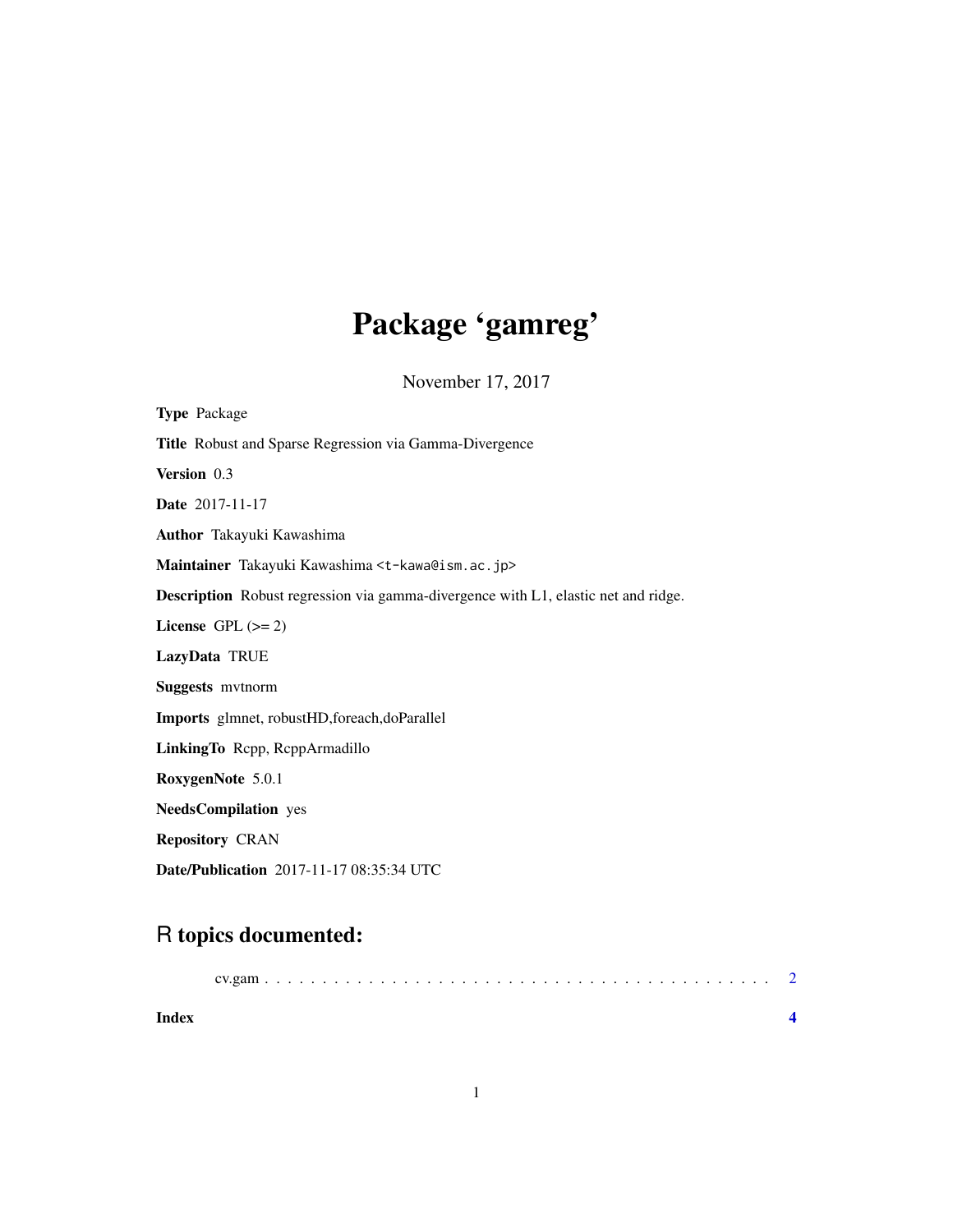# Package 'gamreg'

November 17, 2017

**Type** Package

**Title** Robust and Sparse Regression via Gamma-Divergence

**Version** 0.3

**Date** 2017-11-17

**Author** Takayuki Kawashima

**Maintainer** Takayuki Kawashima <t-kawa@ism.ac.jp>

**Description** Robust regression via gamma-divergence with L1, elastic net and ridge.

**License** GPL (>= 2)

**LazyData** TRUE

**Suggests** mvtnorm

**Imports** glmnet, robustHD,foreach,doParallel

**LinkingTo** Rcpp, RcppArmadillo

**RoxygenNote** 5.0.1

**NeedsCompilation** yes

**Repository** CRAN

**Date/Publication** 2017-11-17 08:35:34 UTC

## R topics documented:

cv.gam . . . . . . . . . . . . . . . . . . . . . . . . . . . . . . . . . . . . . . . . . . 2

**Index** **4**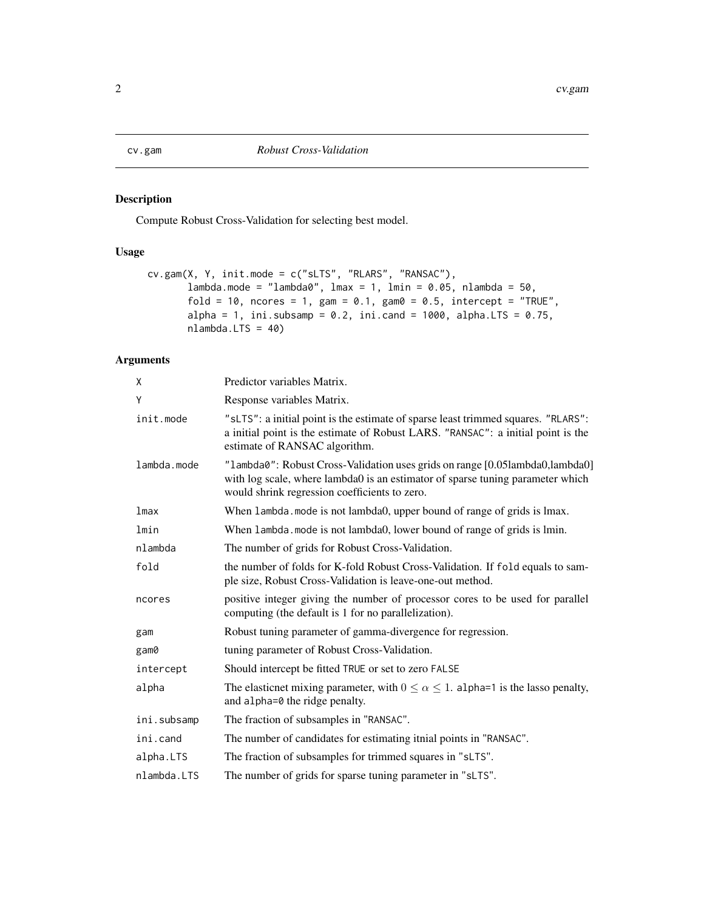# cv.gam — *Robust Cross-Validation*

## Description

Compute Robust Cross-Validation for selecting best model.

## Usage

```
cv.gam(X, Y, init.mode = c("sLTS", "RLARS", "RANSAC"),
       lambda.mode = "lambda0", lmax = 1, lmin = 0.05, nlambda = 50,
       fold = 10, ncores = 1, gam = 0.1, gam0 = 0.5, intercept = "TRUE",
       alpha = 1, ini.subsamp = 0.2, ini.cand = 1000, alpha.LTS = 0.75,
       nlambda.LTS = 40)
```

## Arguments

| | |
|---|---|
| `X` | Predictor variables Matrix. |
| `Y` | Response variables Matrix. |
| `init.mode` | `"sLTS"`: a initial point is the estimate of sparse least trimmed squares. `"RLARS"`: a initial point is the estimate of Robust LARS. `"RANSAC"`: a initial point is the estimate of RANSAC algorithm. |
| `lambda.mode` | `"lambda0"`: Robust Cross-Validation uses grids on range [0.05lambda0,lambda0] with log scale, where lambda0 is an estimator of sparse tuning parameter which would shrink regression coefficients to zero. |
| `lmax` | When `lambda.mode` is not lambda0, upper bound of range of grids is lmax. |
| `lmin` | When `lambda.mode` is not lambda0, lower bound of range of grids is lmin. |
| `nlambda` | The number of grids for Robust Cross-Validation. |
| `fold` | the number of folds for K-fold Robust Cross-Validation. If `fold` equals to sample size, Robust Cross-Validation is leave-one-out method. |
| `ncores` | positive integer giving the number of processor cores to be used for parallel computing (the default is 1 for no parallelization). |
| `gam` | Robust tuning parameter of gamma-divergence for regression. |
| `gam0` | tuning parameter of Robust Cross-Validation. |
| `intercept` | Should intercept be fitted `TRUE` or set to zero `FALSE` |
| `alpha` | The elasticnet mixing parameter, with $0 \leq \alpha \leq 1$. `alpha=1` is the lasso penalty, and `alpha=0` the ridge penalty. |
| `ini.subsamp` | The fraction of subsamples in `"RANSAC"`. |
| `ini.cand` | The number of candidates for estimating itnial points in `"RANSAC"`. |
| `alpha.LTS` | The fraction of subsamples for trimmed squares in `"sLTS"`. |
| `nlambda.LTS` | The number of grids for sparse tuning parameter in `"sLTS"`. |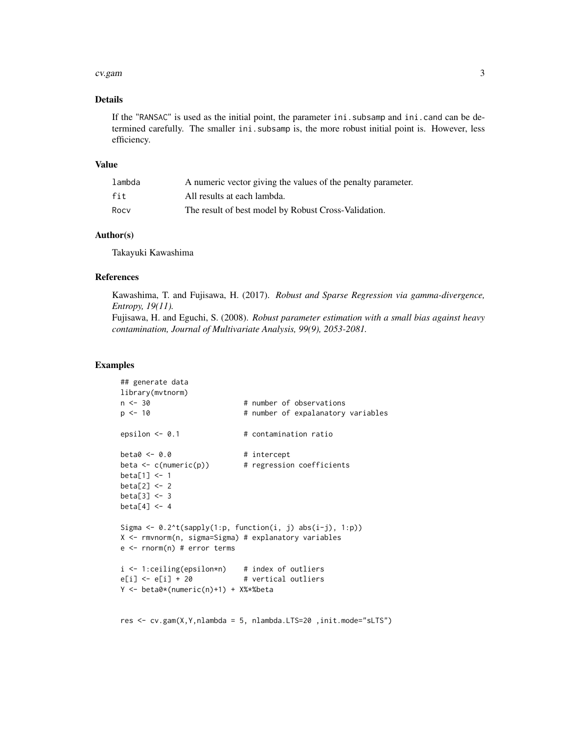## Details

If the "RANSAC" is used as the initial point, the parameter ini.subsamp and ini.cand can be determined carefully. The smaller ini.subsamp is, the more robust initial point is. However, less efficiency.

## Value

| | |
|---|---|
| lambda | A numeric vector giving the values of the penalty parameter. |
| fit | All results at each lambda. |
| Rocv | The result of best model by Robust Cross-Validation. |

## Author(s)

Takayuki Kawashima

## References

Kawashima, T. and Fujisawa, H. (2017). *Robust and Sparse Regression via gamma-divergence, Entropy, 19(11).*
Fujisawa, H. and Eguchi, S. (2008). *Robust parameter estimation with a small bias against heavy contamination, Journal of Multivariate Analysis, 99(9), 2053-2081.*

## Examples

```
## generate data
library(mvtnorm)
n <- 30                     # number of observations
p <- 10                     # number of expalanatory variables

epsilon <- 0.1              # contamination ratio

beta0 <- 0.0                # intercept
beta <- c(numeric(p))       # regression coefficients
beta[1] <- 1
beta[2] <- 2
beta[3] <- 3
beta[4] <- 4

Sigma <- 0.2^t(sapply(1:p, function(i, j) abs(i-j), 1:p))
X <- rmvnorm(n, sigma=Sigma) # explanatory variables
e <- rnorm(n) # error terms

i <- 1:ceiling(epsilon*n)    # index of outliers
e[i] <- e[i] + 20            # vertical outliers
Y <- beta0*(numeric(n)+1) + X%*%beta


res <- cv.gam(X,Y,nlambda = 5, nlambda.LTS=20 ,init.mode="sLTS")
```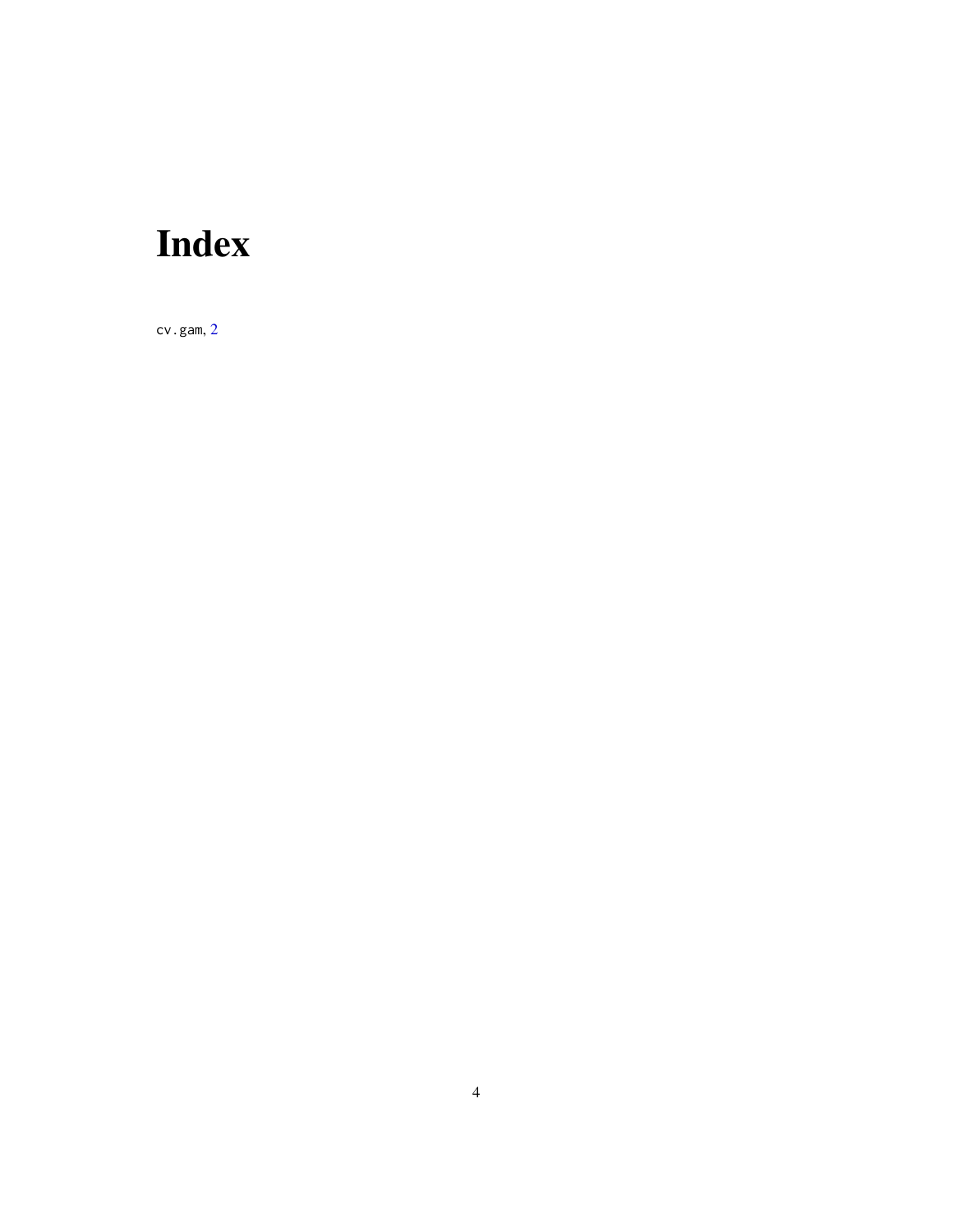# Index

`cv.gam`, 2